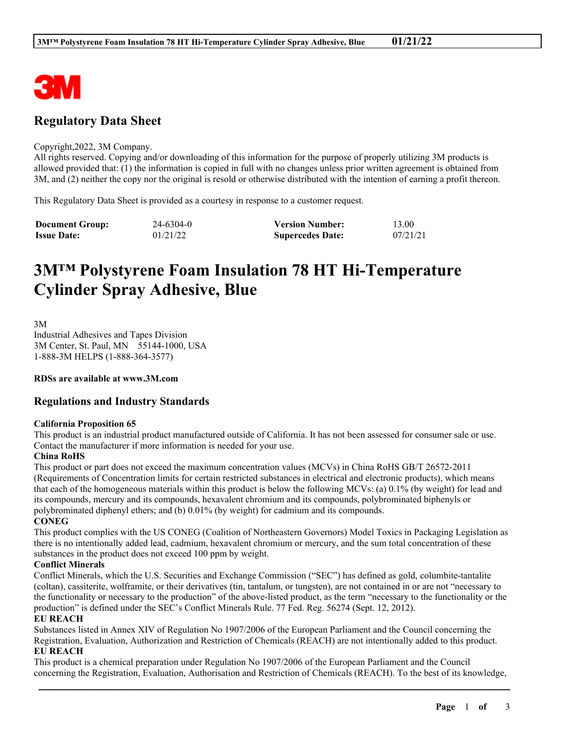## Regulatory Data Sheet

Copyright,2022, 3M Company.
All rights reserved. Copying and/or downloading of this information for the purpose of properly utilizing 3M products is allowed provided that: (1) the information is copied in full with no changes unless prior written agreement is obtained from 3M, and (2) neither the copy nor the original is resold or otherwise distributed with the intention of earning a profit thereon.

This Regulatory Data Sheet is provided as a courtesy in response to a customer request.

| | | | |
|---|---|---|---|
| **Document Group:** | 24-6304-0 | **Version Number:** | 13.00 |
| **Issue Date:** | 01/21/22 | **Supercedes Date:** | 07/21/21 |

# 3M™ Polystyrene Foam Insulation 78 HT Hi-Temperature Cylinder Spray Adhesive, Blue

3M
Industrial Adhesives and Tapes Division
3M Center, St. Paul, MN 55144-1000, USA
1-888-3M HELPS (1-888-364-3577)

**RDSs are available at www.3M.com**

## Regulations and Industry Standards

**California Proposition 65**
This product is an industrial product manufactured outside of California. It has not been assessed for consumer sale or use. Contact the manufacturer if more information is needed for your use.

**China RoHS**
This product or part does not exceed the maximum concentration values (MCVs) in China RoHS GB/T 26572-2011 (Requirements of Concentration limits for certain restricted substances in electrical and electronic products), which means that each of the homogeneous materials within this product is below the following MCVs: (a) 0.1% (by weight) for lead and its compounds, mercury and its compounds, hexavalent chromium and its compounds, polybrominated biphenyls or polybrominated diphenyl ethers; and (b) 0.01% (by weight) for cadmium and its compounds.

**CONEG**
This product complies with the US CONEG (Coalition of Northeastern Governors) Model Toxics in Packaging Legislation as there is no intentionally added lead, cadmium, hexavalent chromium or mercury, and the sum total concentration of these substances in the product does not exceed 100 ppm by weight.

**Conflict Minerals**
Conflict Minerals, which the U.S. Securities and Exchange Commission ("SEC") has defined as gold, columbite-tantalite (coltan), cassiterite, wolframite, or their derivatives (tin, tantalum, or tungsten), are not contained in or are not "necessary to the functionality or necessary to the production" of the above-listed product, as the term "necessary to the functionality or the production" is defined under the SEC's Conflict Minerals Rule. 77 Fed. Reg. 56274 (Sept. 12, 2012).

**EU REACH**
Substances listed in Annex XIV of Regulation No 1907/2006 of the European Parliament and the Council concerning the Registration, Evaluation, Authorization and Restriction of Chemicals (REACH) are not intentionally added to this product.

**EU REACH**
This product is a chemical preparation under Regulation No 1907/2006 of the European Parliament and the Council concerning the Registration, Evaluation, Authorisation and Restriction of Chemicals (REACH). To the best of its knowledge,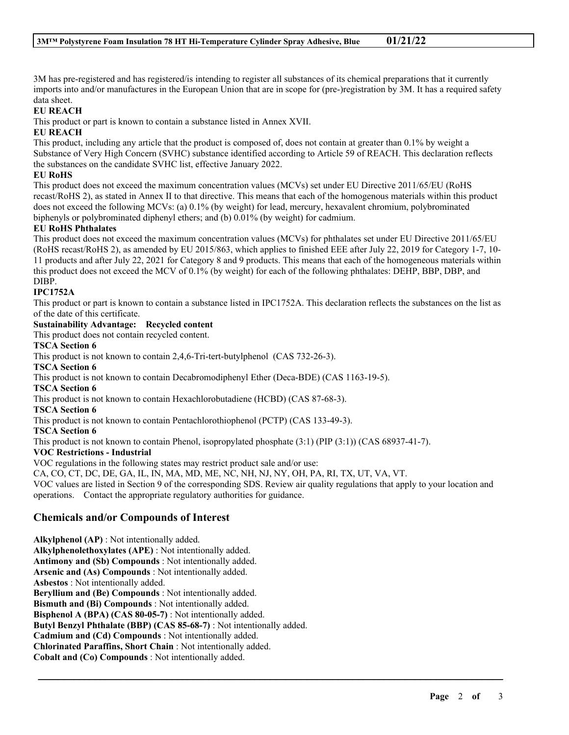3M has pre-registered and has registered/is intending to register all substances of its chemical preparations that it currently imports into and/or manufactures in the European Union that are in scope for (pre-)registration by 3M. It has a required safety data sheet.

**EU REACH**

This product or part is known to contain a substance listed in Annex XVII.

**EU REACH**

This product, including any article that the product is composed of, does not contain at greater than 0.1% by weight a Substance of Very High Concern (SVHC) substance identified according to Article 59 of REACH. This declaration reflects the substances on the candidate SVHC list, effective January 2022.

**EU RoHS**

This product does not exceed the maximum concentration values (MCVs) set under EU Directive 2011/65/EU (RoHS recast/RoHS 2), as stated in Annex II to that directive. This means that each of the homogenous materials within this product does not exceed the following MCVs: (a) 0.1% (by weight) for lead, mercury, hexavalent chromium, polybrominated biphenyls or polybrominated diphenyl ethers; and (b) 0.01% (by weight) for cadmium.

**EU RoHS Phthalates**

This product does not exceed the maximum concentration values (MCVs) for phthalates set under EU Directive 2011/65/EU (RoHS recast/RoHS 2), as amended by EU 2015/863, which applies to finished EEE after July 22, 2019 for Category 1-7, 10-11 products and after July 22, 2021 for Category 8 and 9 products. This means that each of the homogeneous materials within this product does not exceed the MCV of 0.1% (by weight) for each of the following phthalates: DEHP, BBP, DBP, and DIBP.

**IPC1752A**

This product or part is known to contain a substance listed in IPC1752A. This declaration reflects the substances on the list as of the date of this certificate.

**Sustainability Advantage: Recycled content**

This product does not contain recycled content.

**TSCA Section 6**

This product is not known to contain 2,4,6-Tri-tert-butylphenol (CAS 732-26-3).

**TSCA Section 6**

This product is not known to contain Decabromodiphenyl Ether (Deca-BDE) (CAS 1163-19-5).

**TSCA Section 6**

This product is not known to contain Hexachlorobutadiene (HCBD) (CAS 87-68-3).

**TSCA Section 6**

This product is not known to contain Pentachlorothiophenol (PCTP) (CAS 133-49-3).

**TSCA Section 6**

This product is not known to contain Phenol, isopropylated phosphate (3:1) (PIP (3:1)) (CAS 68937-41-7).

**VOC Restrictions - Industrial**

VOC regulations in the following states may restrict product sale and/or use:

CA, CO, CT, DC, DE, GA, IL, IN, MA, MD, ME, NC, NH, NJ, NY, OH, PA, RI, TX, UT, VA, VT.

VOC values are listed in Section 9 of the corresponding SDS. Review air quality regulations that apply to your location and operations. Contact the appropriate regulatory authorities for guidance.

## Chemicals and/or Compounds of Interest

**Alkylphenol (AP)** : Not intentionally added.
**Alkylphenolethoxylates (APE)** : Not intentionally added.
**Antimony and (Sb) Compounds** : Not intentionally added.
**Arsenic and (As) Compounds** : Not intentionally added.
**Asbestos** : Not intentionally added.
**Beryllium and (Be) Compounds** : Not intentionally added.
**Bismuth and (Bi) Compounds** : Not intentionally added.
**Bisphenol A (BPA) (CAS 80-05-7)** : Not intentionally added.
**Butyl Benzyl Phthalate (BBP) (CAS 85-68-7)** : Not intentionally added.
**Cadmium and (Cd) Compounds** : Not intentionally added.
**Chlorinated Paraffins, Short Chain** : Not intentionally added.
**Cobalt and (Co) Compounds** : Not intentionally added.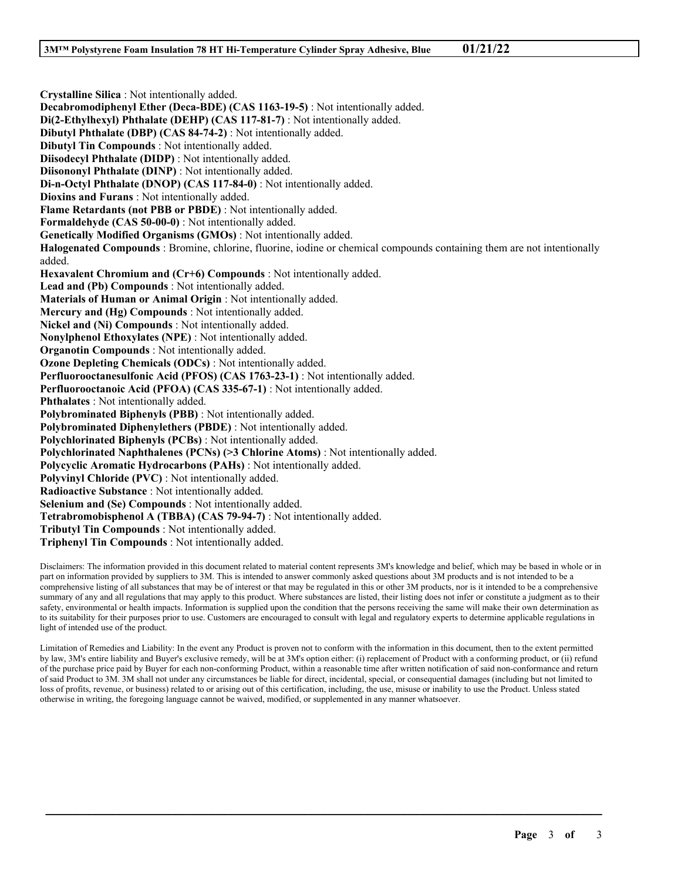**Crystalline Silica** : Not intentionally added.
**Decabromodiphenyl Ether (Deca-BDE) (CAS 1163-19-5)** : Not intentionally added.
**Di(2-Ethylhexyl) Phthalate (DEHP) (CAS 117-81-7)** : Not intentionally added.
**Dibutyl Phthalate (DBP) (CAS 84-74-2)** : Not intentionally added.
**Dibutyl Tin Compounds** : Not intentionally added.
**Diisodecyl Phthalate (DIDP)** : Not intentionally added.
**Diisononyl Phthalate (DINP)** : Not intentionally added.
**Di-n-Octyl Phthalate (DNOP) (CAS 117-84-0)** : Not intentionally added.
**Dioxins and Furans** : Not intentionally added.
**Flame Retardants (not PBB or PBDE)** : Not intentionally added.
**Formaldehyde (CAS 50-00-0)** : Not intentionally added.
**Genetically Modified Organisms (GMOs)** : Not intentionally added.
**Halogenated Compounds** : Bromine, chlorine, fluorine, iodine or chemical compounds containing them are not intentionally added.
**Hexavalent Chromium and (Cr+6) Compounds** : Not intentionally added.
**Lead and (Pb) Compounds** : Not intentionally added.
**Materials of Human or Animal Origin** : Not intentionally added.
**Mercury and (Hg) Compounds** : Not intentionally added.
**Nickel and (Ni) Compounds** : Not intentionally added.
**Nonylphenol Ethoxylates (NPE)** : Not intentionally added.
**Organotin Compounds** : Not intentionally added.
**Ozone Depleting Chemicals (ODCs)** : Not intentionally added.
**Perfluorooctanesulfonic Acid (PFOS) (CAS 1763-23-1)** : Not intentionally added.
**Perfluorooctanoic Acid (PFOA) (CAS 335-67-1)** : Not intentionally added.
**Phthalates** : Not intentionally added.
**Polybrominated Biphenyls (PBB)** : Not intentionally added.
**Polybrominated Diphenylethers (PBDE)** : Not intentionally added.
**Polychlorinated Biphenyls (PCBs)** : Not intentionally added.
**Polychlorinated Naphthalenes (PCNs) (>3 Chlorine Atoms)** : Not intentionally added.
**Polycyclic Aromatic Hydrocarbons (PAHs)** : Not intentionally added.
**Polyvinyl Chloride (PVC)** : Not intentionally added.
**Radioactive Substance** : Not intentionally added.
**Selenium and (Se) Compounds** : Not intentionally added.
**Tetrabromobisphenol A (TBBA) (CAS 79-94-7)** : Not intentionally added.
**Tributyl Tin Compounds** : Not intentionally added.
**Triphenyl Tin Compounds** : Not intentionally added.

Disclaimers: The information provided in this document related to material content represents 3M's knowledge and belief, which may be based in whole or in part on information provided by suppliers to 3M. This is intended to answer commonly asked questions about 3M products and is not intended to be a comprehensive listing of all substances that may be of interest or that may be regulated in this or other 3M products, nor is it intended to be a comprehensive summary of any and all regulations that may apply to this product. Where substances are listed, their listing does not infer or constitute a judgment as to their safety, environmental or health impacts. Information is supplied upon the condition that the persons receiving the same will make their own determination as to its suitability for their purposes prior to use. Customers are encouraged to consult with legal and regulatory experts to determine applicable regulations in light of intended use of the product.

Limitation of Remedies and Liability: In the event any Product is proven not to conform with the information in this document, then to the extent permitted by law, 3M's entire liability and Buyer's exclusive remedy, will be at 3M's option either: (i) replacement of Product with a conforming product, or (ii) refund of the purchase price paid by Buyer for each non-conforming Product, within a reasonable time after written notification of said non-conformance and return of said Product to 3M. 3M shall not under any circumstances be liable for direct, incidental, special, or consequential damages (including but not limited to loss of profits, revenue, or business) related to or arising out of this certification, including, the use, misuse or inability to use the Product. Unless stated otherwise in writing, the foregoing language cannot be waived, modified, or supplemented in any manner whatsoever.